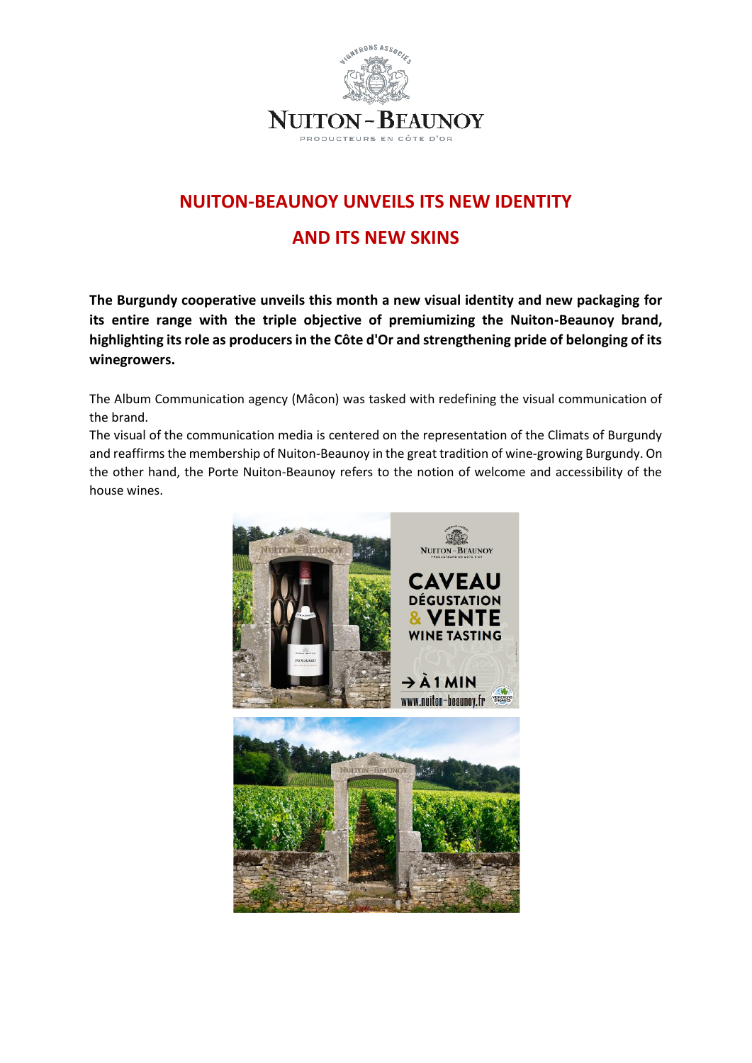# NUITON-BEAUNOY UNVEILS ITS NEW IDENTITY AND ITS NEW SKINS

**The Burgundy cooperative unveils this month a new visual identity and new packaging for its entire range with the triple objective of premiumizing the Nuiton-Beaunoy brand, highlighting its role as producers in the Côte d'Or and strengthening pride of belonging of its winegrowers.**

The Album Communication agency (Mâcon) was tasked with redefining the visual communication of the brand.

The visual of the communication media is centered on the representation of the Climats of Burgundy and reaffirms the membership of Nuiton-Beaunoy in the great tradition of wine-growing Burgundy. On the other hand, the Porte Nuiton-Beaunoy refers to the notion of welcome and accessibility of the house wines.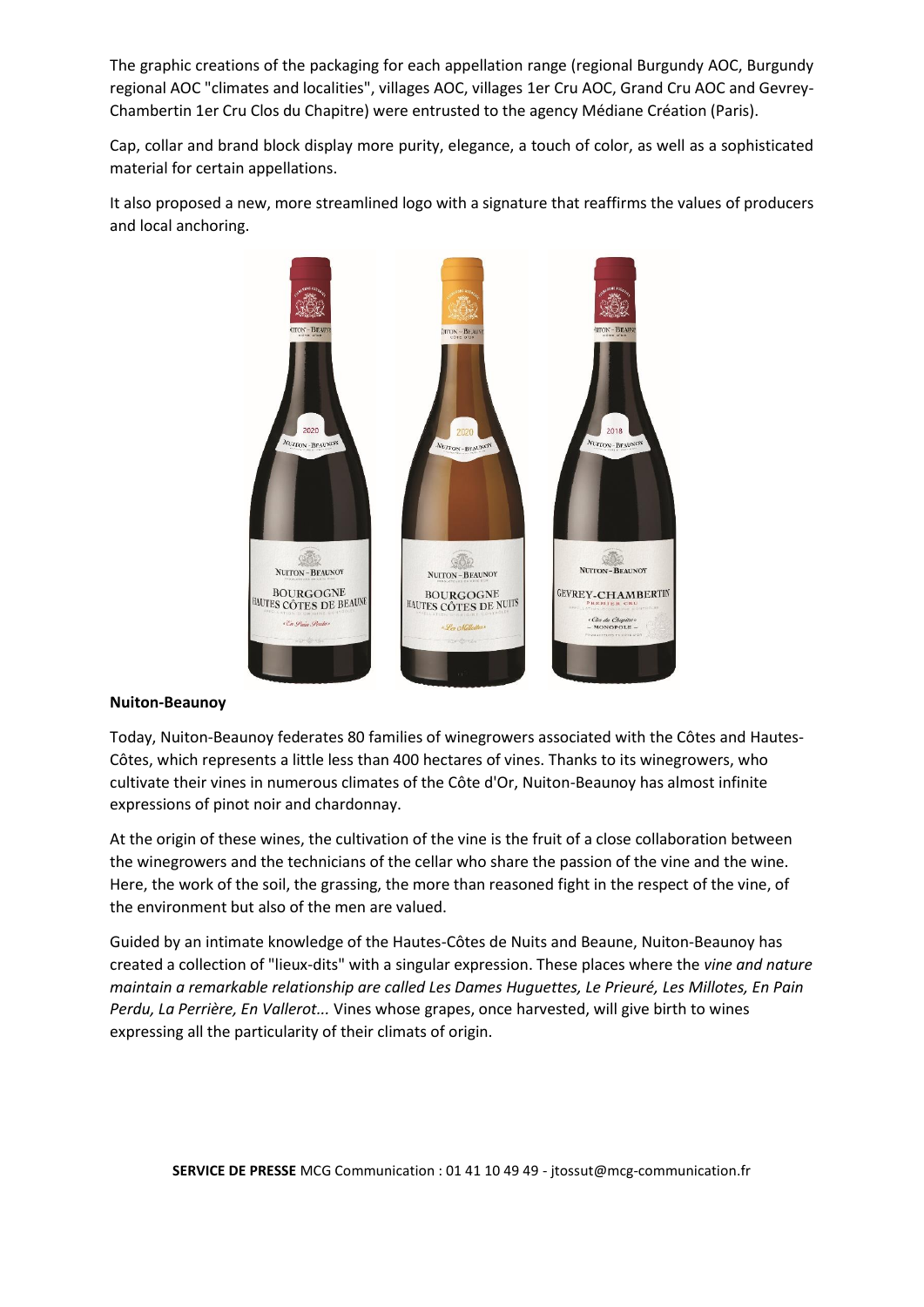The graphic creations of the packaging for each appellation range (regional Burgundy AOC, Burgundy regional AOC "climates and localities", villages AOC, villages 1er Cru AOC, Grand Cru AOC and Gevrey-Chambertin 1er Cru Clos du Chapitre) were entrusted to the agency Médiane Création (Paris).

Cap, collar and brand block display more purity, elegance, a touch of color, as well as a sophisticated material for certain appellations.

It also proposed a new, more streamlined logo with a signature that reaffirms the values of producers and local anchoring.

**Nuiton-Beaunoy**

Today, Nuiton-Beaunoy federates 80 families of winegrowers associated with the Côtes and Hautes-Côtes, which represents a little less than 400 hectares of vines. Thanks to its winegrowers, who cultivate their vines in numerous climates of the Côte d'Or, Nuiton-Beaunoy has almost infinite expressions of pinot noir and chardonnay.

At the origin of these wines, the cultivation of the vine is the fruit of a close collaboration between the winegrowers and the technicians of the cellar who share the passion of the vine and the wine. Here, the work of the soil, the grassing, the more than reasoned fight in the respect of the vine, of the environment but also of the men are valued.

Guided by an intimate knowledge of the Hautes-Côtes de Nuits and Beaune, Nuiton-Beaunoy has created a collection of "lieux-dits" with a singular expression. These places where the *vine and nature maintain a remarkable relationship are called Les Dames Huguettes, Le Prieuré, Les Millotes, En Pain Perdu, La Perrière, En Vallerot...* Vines whose grapes, once harvested, will give birth to wines expressing all the particularity of their climats of origin.

**SERVICE DE PRESSE** MCG Communication : 01 41 10 49 49 - jtossut@mcg-communication.fr